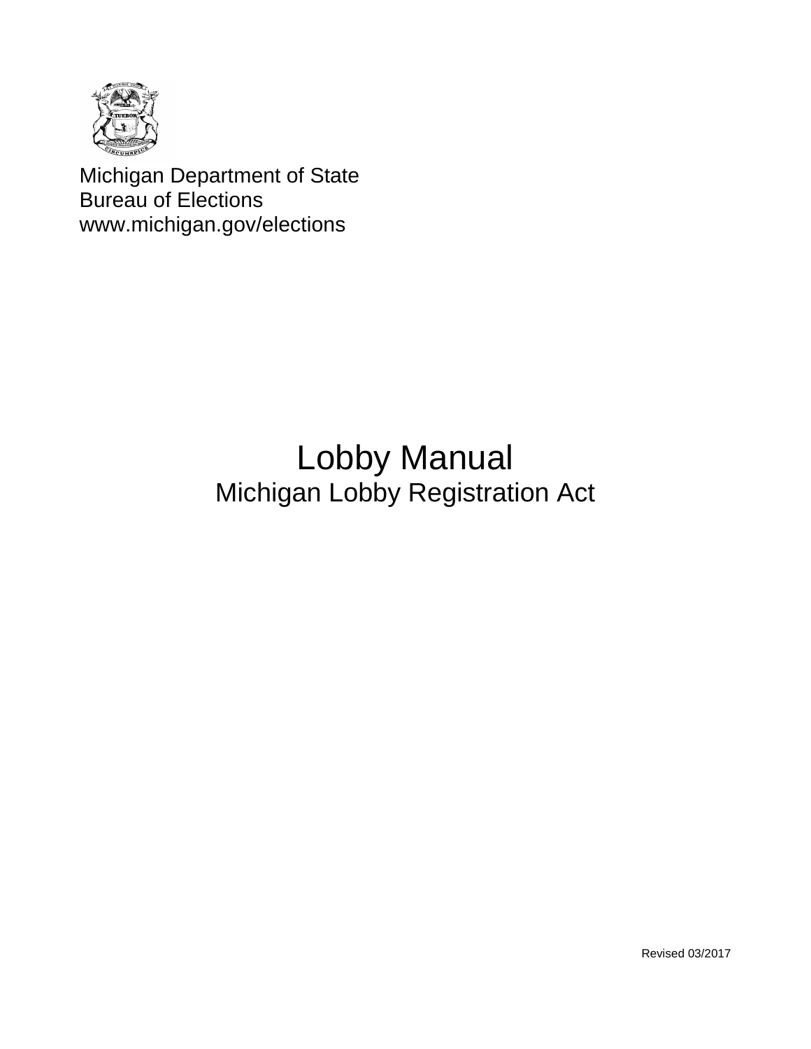Michigan Department of State
Bureau of Elections
www.michigan.gov/elections

# Lobby Manual

## Michigan Lobby Registration Act

Revised 03/2017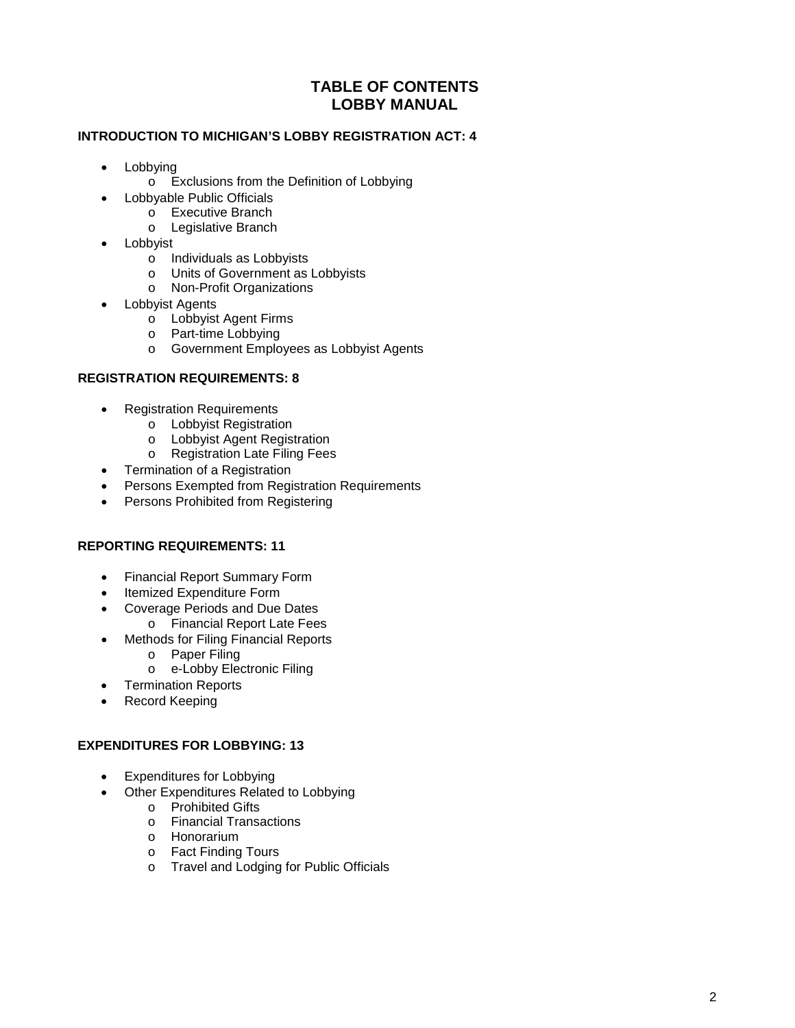# TABLE OF CONTENTS
# LOBBY MANUAL

**INTRODUCTION TO MICHIGAN'S LOBBY REGISTRATION ACT: 4**

- Lobbying
  - Exclusions from the Definition of Lobbying
- Lobbyable Public Officials
  - Executive Branch
  - Legislative Branch
- Lobbyist
  - Individuals as Lobbyists
  - Units of Government as Lobbyists
  - Non-Profit Organizations
- Lobbyist Agents
  - Lobbyist Agent Firms
  - Part-time Lobbying
  - Government Employees as Lobbyist Agents

**REGISTRATION REQUIREMENTS: 8**

- Registration Requirements
  - Lobbyist Registration
  - Lobbyist Agent Registration
  - Registration Late Filing Fees
- Termination of a Registration
- Persons Exempted from Registration Requirements
- Persons Prohibited from Registering

**REPORTING REQUIREMENTS: 11**

- Financial Report Summary Form
- Itemized Expenditure Form
- Coverage Periods and Due Dates
  - Financial Report Late Fees
- Methods for Filing Financial Reports
  - Paper Filing
  - e-Lobby Electronic Filing
- Termination Reports
- Record Keeping

**EXPENDITURES FOR LOBBYING: 13**

- Expenditures for Lobbying
- Other Expenditures Related to Lobbying
  - Prohibited Gifts
  - Financial Transactions
  - Honorarium
  - Fact Finding Tours
  - Travel and Lodging for Public Officials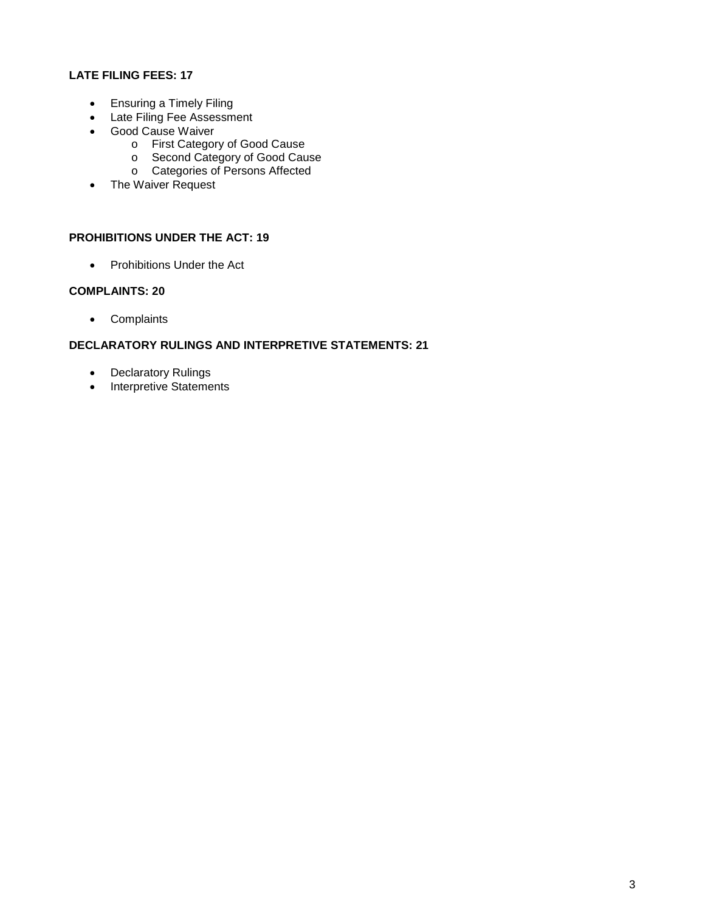**LATE FILING FEES: 17**

- Ensuring a Timely Filing
- Late Filing Fee Assessment
- Good Cause Waiver
    - First Category of Good Cause
    - Second Category of Good Cause
    - Categories of Persons Affected
- The Waiver Request

**PROHIBITIONS UNDER THE ACT: 19**

- Prohibitions Under the Act

**COMPLAINTS: 20**

- Complaints

**DECLARATORY RULINGS AND INTERPRETIVE STATEMENTS: 21**

- Declaratory Rulings
- Interpretive Statements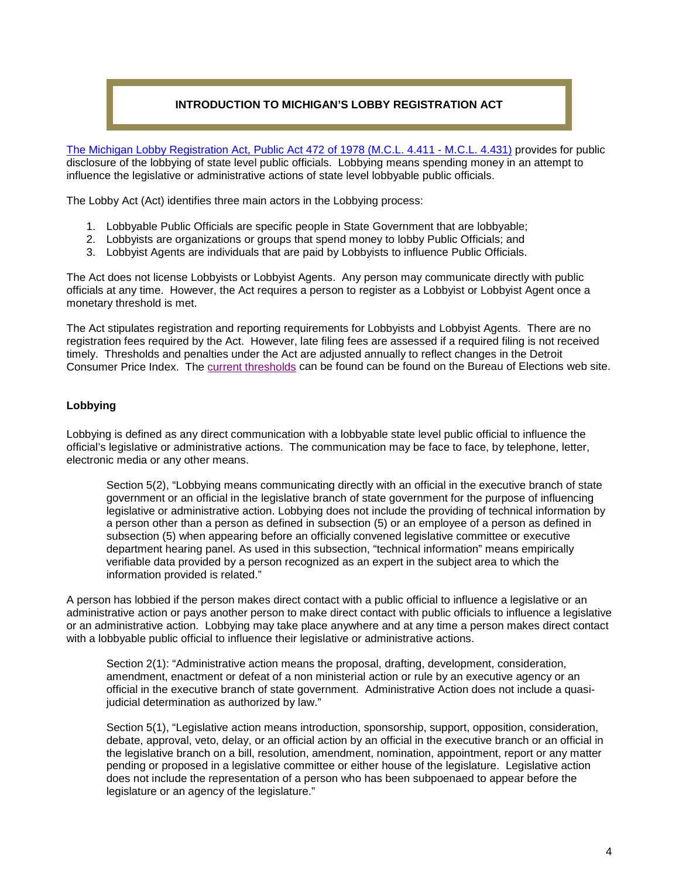# INTRODUCTION TO MICHIGAN'S LOBBY REGISTRATION ACT

The Michigan Lobby Registration Act, Public Act 472 of 1978 (M.C.L. 4.411 - M.C.L. 4.431) provides for public disclosure of the lobbying of state level public officials. Lobbying means spending money in an attempt to influence the legislative or administrative actions of state level lobbyable public officials.

The Lobby Act (Act) identifies three main actors in the Lobbying process:

1. Lobbyable Public Officials are specific people in State Government that are lobbyable;
2. Lobbyists are organizations or groups that spend money to lobby Public Officials; and
3. Lobbyist Agents are individuals that are paid by Lobbyists to influence Public Officials.

The Act does not license Lobbyists or Lobbyist Agents. Any person may communicate directly with public officials at any time. However, the Act requires a person to register as a Lobbyist or Lobbyist Agent once a monetary threshold is met.

The Act stipulates registration and reporting requirements for Lobbyists and Lobbyist Agents. There are no registration fees required by the Act. However, late filing fees are assessed if a required filing is not received timely. Thresholds and penalties under the Act are adjusted annually to reflect changes in the Detroit Consumer Price Index. The current thresholds can be found can be found on the Bureau of Elections web site.

### Lobbying

Lobbying is defined as any direct communication with a lobbyable state level public official to influence the official's legislative or administrative actions. The communication may be face to face, by telephone, letter, electronic media or any other means.

> Section 5(2), "Lobbying means communicating directly with an official in the executive branch of state government or an official in the legislative branch of state government for the purpose of influencing legislative or administrative action. Lobbying does not include the providing of technical information by a person other than a person as defined in subsection (5) or an employee of a person as defined in subsection (5) when appearing before an officially convened legislative committee or executive department hearing panel. As used in this subsection, "technical information" means empirically verifiable data provided by a person recognized as an expert in the subject area to which the information provided is related."

A person has lobbied if the person makes direct contact with a public official to influence a legislative or an administrative action or pays another person to make direct contact with public officials to influence a legislative or an administrative action. Lobbying may take place anywhere and at any time a person makes direct contact with a lobbyable public official to influence their legislative or administrative actions.

> Section 2(1): "Administrative action means the proposal, drafting, development, consideration, amendment, enactment or defeat of a non ministerial action or rule by an executive agency or an official in the executive branch of state government. Administrative Action does not include a quasi-judicial determination as authorized by law."

> Section 5(1), "Legislative action means introduction, sponsorship, support, opposition, consideration, debate, approval, veto, delay, or an official action by an official in the executive branch or an official in the legislative branch on a bill, resolution, amendment, nomination, appointment, report or any matter pending or proposed in a legislative committee or either house of the legislature. Legislative action does not include the representation of a person who has been subpoenaed to appear before the legislature or an agency of the legislature."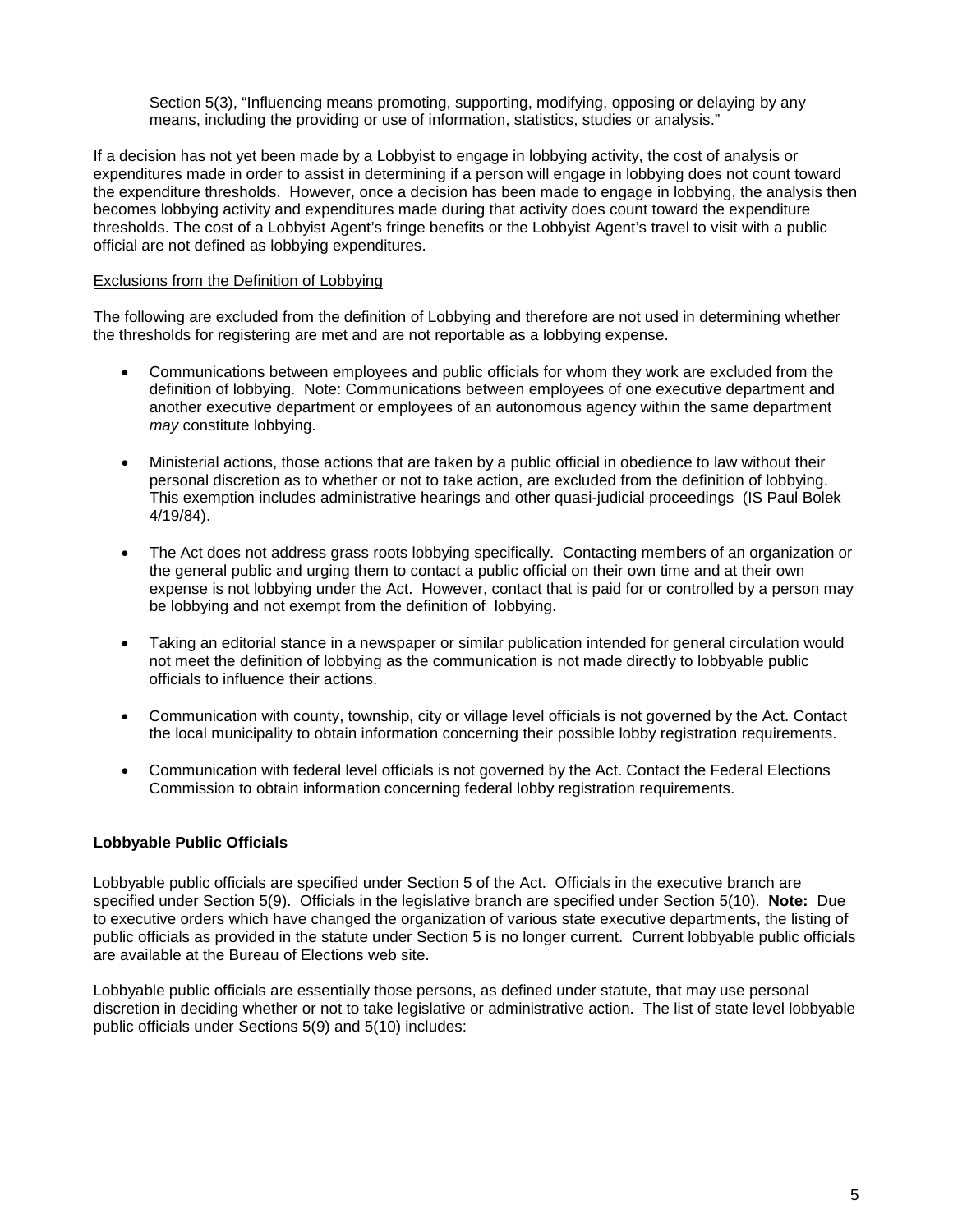Section 5(3), "Influencing means promoting, supporting, modifying, opposing or delaying by any means, including the providing or use of information, statistics, studies or analysis."

If a decision has not yet been made by a Lobbyist to engage in lobbying activity, the cost of analysis or expenditures made in order to assist in determining if a person will engage in lobbying does not count toward the expenditure thresholds. However, once a decision has been made to engage in lobbying, the analysis then becomes lobbying activity and expenditures made during that activity does count toward the expenditure thresholds. The cost of a Lobbyist Agent's fringe benefits or the Lobbyist Agent's travel to visit with a public official are not defined as lobbying expenditures.

Exclusions from the Definition of Lobbying

The following are excluded from the definition of Lobbying and therefore are not used in determining whether the thresholds for registering are met and are not reportable as a lobbying expense.

- Communications between employees and public officials for whom they work are excluded from the definition of lobbying. Note: Communications between employees of one executive department and another executive department or employees of an autonomous agency within the same department *may* constitute lobbying.
- Ministerial actions, those actions that are taken by a public official in obedience to law without their personal discretion as to whether or not to take action, are excluded from the definition of lobbying. This exemption includes administrative hearings and other quasi-judicial proceedings (IS Paul Bolek 4/19/84).
- The Act does not address grass roots lobbying specifically. Contacting members of an organization or the general public and urging them to contact a public official on their own time and at their own expense is not lobbying under the Act. However, contact that is paid for or controlled by a person may be lobbying and not exempt from the definition of lobbying.
- Taking an editorial stance in a newspaper or similar publication intended for general circulation would not meet the definition of lobbying as the communication is not made directly to lobbyable public officials to influence their actions.
- Communication with county, township, city or village level officials is not governed by the Act. Contact the local municipality to obtain information concerning their possible lobby registration requirements.
- Communication with federal level officials is not governed by the Act. Contact the Federal Elections Commission to obtain information concerning federal lobby registration requirements.

**Lobbyable Public Officials**

Lobbyable public officials are specified under Section 5 of the Act. Officials in the executive branch are specified under Section 5(9). Officials in the legislative branch are specified under Section 5(10). **Note:** Due to executive orders which have changed the organization of various state executive departments, the listing of public officials as provided in the statute under Section 5 is no longer current. Current lobbyable public officials are available at the Bureau of Elections web site.

Lobbyable public officials are essentially those persons, as defined under statute, that may use personal discretion in deciding whether or not to take legislative or administrative action. The list of state level lobbyable public officials under Sections 5(9) and 5(10) includes: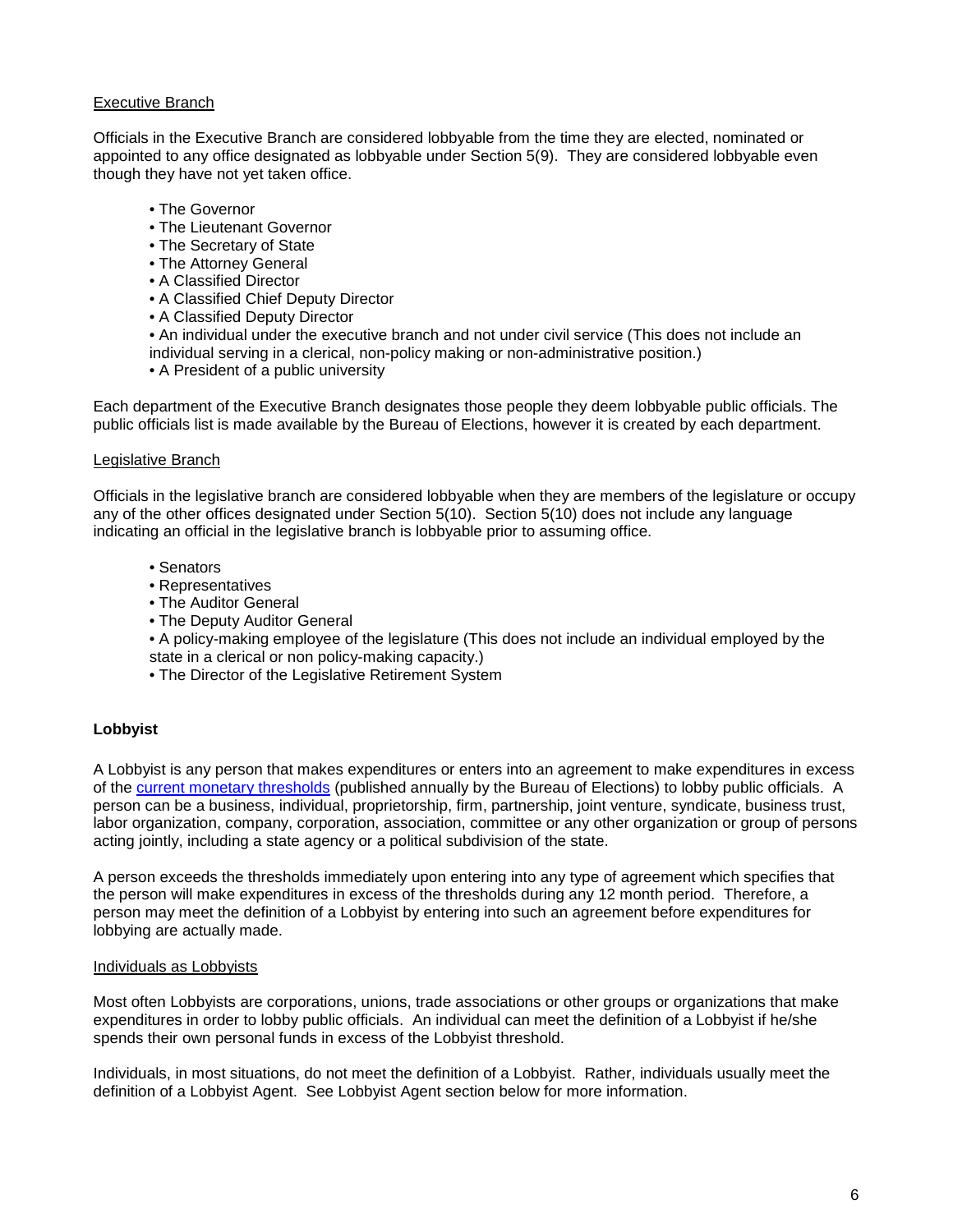<u>Executive Branch</u>

Officials in the Executive Branch are considered lobbyable from the time they are elected, nominated or appointed to any office designated as lobbyable under Section 5(9). They are considered lobbyable even though they have not yet taken office.

- The Governor
- The Lieutenant Governor
- The Secretary of State
- The Attorney General
- A Classified Director
- A Classified Chief Deputy Director
- A Classified Deputy Director
- An individual under the executive branch and not under civil service (This does not include an individual serving in a clerical, non-policy making or non-administrative position.)
- A President of a public university

Each department of the Executive Branch designates those people they deem lobbyable public officials. The public officials list is made available by the Bureau of Elections, however it is created by each department.

<u>Legislative Branch</u>

Officials in the legislative branch are considered lobbyable when they are members of the legislature or occupy any of the other offices designated under Section 5(10). Section 5(10) does not include any language indicating an official in the legislative branch is lobbyable prior to assuming office.

- Senators
- Representatives
- The Auditor General
- The Deputy Auditor General
- A policy-making employee of the legislature (This does not include an individual employed by the state in a clerical or non policy-making capacity.)
- The Director of the Legislative Retirement System

**Lobbyist**

A Lobbyist is any person that makes expenditures or enters into an agreement to make expenditures in excess of the current monetary thresholds (published annually by the Bureau of Elections) to lobby public officials. A person can be a business, individual, proprietorship, firm, partnership, joint venture, syndicate, business trust, labor organization, company, corporation, association, committee or any other organization or group of persons acting jointly, including a state agency or a political subdivision of the state.

A person exceeds the thresholds immediately upon entering into any type of agreement which specifies that the person will make expenditures in excess of the thresholds during any 12 month period. Therefore, a person may meet the definition of a Lobbyist by entering into such an agreement before expenditures for lobbying are actually made.

<u>Individuals as Lobbyists</u>

Most often Lobbyists are corporations, unions, trade associations or other groups or organizations that make expenditures in order to lobby public officials. An individual can meet the definition of a Lobbyist if he/she spends their own personal funds in excess of the Lobbyist threshold.

Individuals, in most situations, do not meet the definition of a Lobbyist. Rather, individuals usually meet the definition of a Lobbyist Agent. See Lobbyist Agent section below for more information.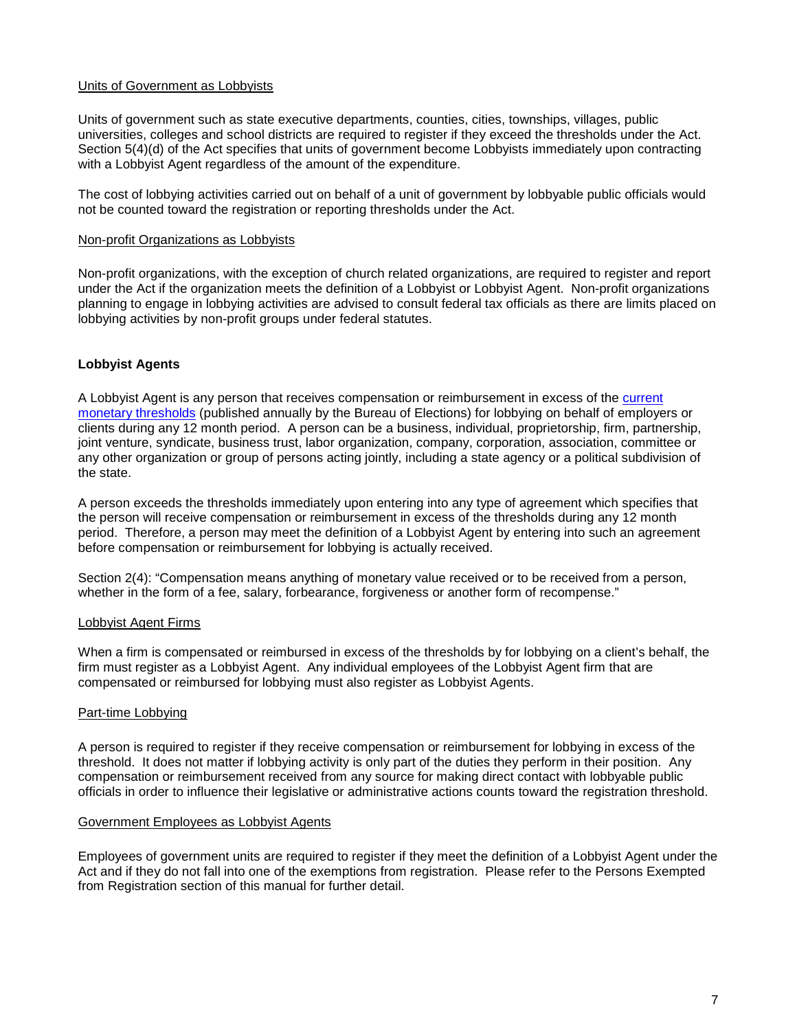Units of Government as Lobbyists

Units of government such as state executive departments, counties, cities, townships, villages, public universities, colleges and school districts are required to register if they exceed the thresholds under the Act. Section 5(4)(d) of the Act specifies that units of government become Lobbyists immediately upon contracting with a Lobbyist Agent regardless of the amount of the expenditure.

The cost of lobbying activities carried out on behalf of a unit of government by lobbyable public officials would not be counted toward the registration or reporting thresholds under the Act.

Non-profit Organizations as Lobbyists

Non-profit organizations, with the exception of church related organizations, are required to register and report under the Act if the organization meets the definition of a Lobbyist or Lobbyist Agent. Non-profit organizations planning to engage in lobbying activities are advised to consult federal tax officials as there are limits placed on lobbying activities by non-profit groups under federal statutes.

## Lobbyist Agents

A Lobbyist Agent is any person that receives compensation or reimbursement in excess of the current monetary thresholds (published annually by the Bureau of Elections) for lobbying on behalf of employers or clients during any 12 month period. A person can be a business, individual, proprietorship, firm, partnership, joint venture, syndicate, business trust, labor organization, company, corporation, association, committee or any other organization or group of persons acting jointly, including a state agency or a political subdivision of the state.

A person exceeds the thresholds immediately upon entering into any type of agreement which specifies that the person will receive compensation or reimbursement in excess of the thresholds during any 12 month period. Therefore, a person may meet the definition of a Lobbyist Agent by entering into such an agreement before compensation or reimbursement for lobbying is actually received.

Section 2(4): "Compensation means anything of monetary value received or to be received from a person, whether in the form of a fee, salary, forbearance, forgiveness or another form of recompense."

Lobbyist Agent Firms

When a firm is compensated or reimbursed in excess of the thresholds by for lobbying on a client's behalf, the firm must register as a Lobbyist Agent. Any individual employees of the Lobbyist Agent firm that are compensated or reimbursed for lobbying must also register as Lobbyist Agents.

Part-time Lobbying

A person is required to register if they receive compensation or reimbursement for lobbying in excess of the threshold. It does not matter if lobbying activity is only part of the duties they perform in their position. Any compensation or reimbursement received from any source for making direct contact with lobbyable public officials in order to influence their legislative or administrative actions counts toward the registration threshold.

Government Employees as Lobbyist Agents

Employees of government units are required to register if they meet the definition of a Lobbyist Agent under the Act and if they do not fall into one of the exemptions from registration. Please refer to the Persons Exempted from Registration section of this manual for further detail.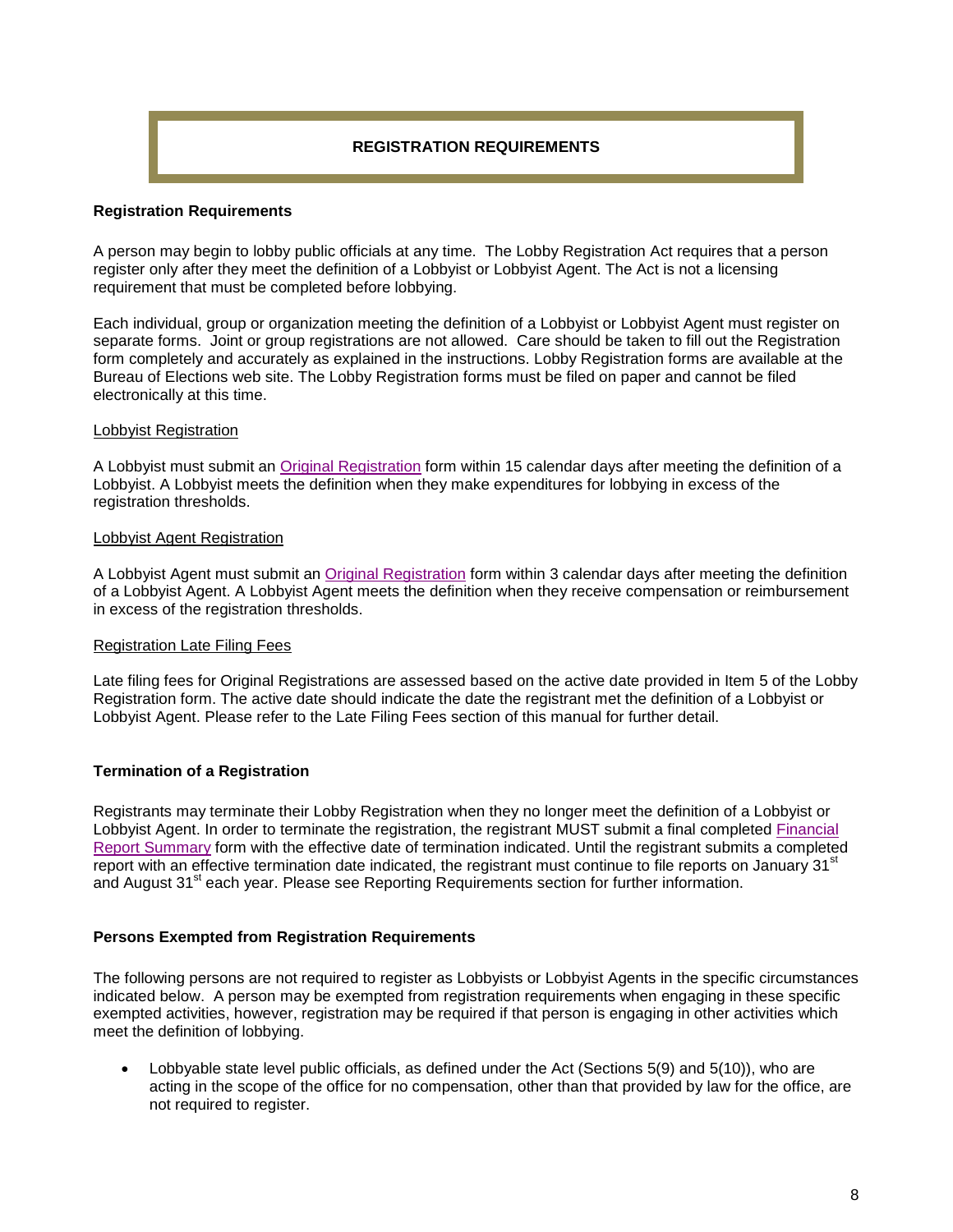# REGISTRATION REQUIREMENTS

## Registration Requirements

A person may begin to lobby public officials at any time. The Lobby Registration Act requires that a person register only after they meet the definition of a Lobbyist or Lobbyist Agent. The Act is not a licensing requirement that must be completed before lobbying.

Each individual, group or organization meeting the definition of a Lobbyist or Lobbyist Agent must register on separate forms. Joint or group registrations are not allowed. Care should be taken to fill out the Registration form completely and accurately as explained in the instructions. Lobby Registration forms are available at the Bureau of Elections web site. The Lobby Registration forms must be filed on paper and cannot be filed electronically at this time.

### Lobbyist Registration

A Lobbyist must submit an Original Registration form within 15 calendar days after meeting the definition of a Lobbyist. A Lobbyist meets the definition when they make expenditures for lobbying in excess of the registration thresholds.

### Lobbyist Agent Registration

A Lobbyist Agent must submit an Original Registration form within 3 calendar days after meeting the definition of a Lobbyist Agent. A Lobbyist Agent meets the definition when they receive compensation or reimbursement in excess of the registration thresholds.

### Registration Late Filing Fees

Late filing fees for Original Registrations are assessed based on the active date provided in Item 5 of the Lobby Registration form. The active date should indicate the date the registrant met the definition of a Lobbyist or Lobbyist Agent. Please refer to the Late Filing Fees section of this manual for further detail.

## Termination of a Registration

Registrants may terminate their Lobby Registration when they no longer meet the definition of a Lobbyist or Lobbyist Agent. In order to terminate the registration, the registrant MUST submit a final completed Financial Report Summary form with the effective date of termination indicated. Until the registrant submits a completed report with an effective termination date indicated, the registrant must continue to file reports on January 31st and August 31st each year. Please see Reporting Requirements section for further information.

## Persons Exempted from Registration Requirements

The following persons are not required to register as Lobbyists or Lobbyist Agents in the specific circumstances indicated below. A person may be exempted from registration requirements when engaging in these specific exempted activities, however, registration may be required if that person is engaging in other activities which meet the definition of lobbying.

- Lobbyable state level public officials, as defined under the Act (Sections 5(9) and 5(10)), who are acting in the scope of the office for no compensation, other than that provided by law for the office, are not required to register.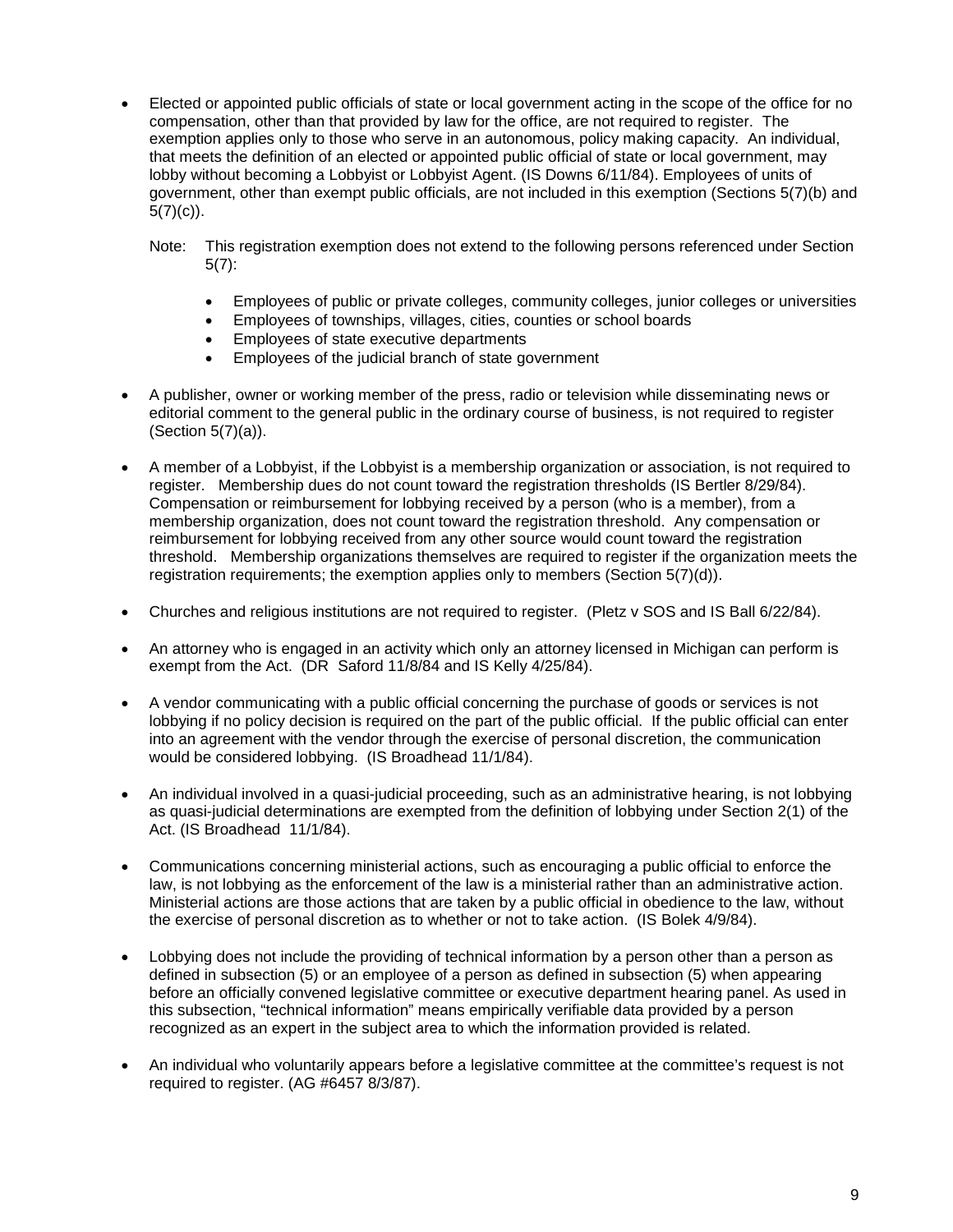- Elected or appointed public officials of state or local government acting in the scope of the office for no compensation, other than that provided by law for the office, are not required to register. The exemption applies only to those who serve in an autonomous, policy making capacity. An individual, that meets the definition of an elected or appointed public official of state or local government, may lobby without becoming a Lobbyist or Lobbyist Agent. (IS Downs 6/11/84). Employees of units of government, other than exempt public officials, are not included in this exemption (Sections 5(7)(b) and 5(7)(c)).

  Note: This registration exemption does not extend to the following persons referenced under Section 5(7):

  - Employees of public or private colleges, community colleges, junior colleges or universities
  - Employees of townships, villages, cities, counties or school boards
  - Employees of state executive departments
  - Employees of the judicial branch of state government

- A publisher, owner or working member of the press, radio or television while disseminating news or editorial comment to the general public in the ordinary course of business, is not required to register (Section 5(7)(a)).

- A member of a Lobbyist, if the Lobbyist is a membership organization or association, is not required to register. Membership dues do not count toward the registration thresholds (IS Bertler 8/29/84). Compensation or reimbursement for lobbying received by a person (who is a member), from a membership organization, does not count toward the registration threshold. Any compensation or reimbursement for lobbying received from any other source would count toward the registration threshold. Membership organizations themselves are required to register if the organization meets the registration requirements; the exemption applies only to members (Section 5(7)(d)).

- Churches and religious institutions are not required to register. (Pletz v SOS and IS Ball 6/22/84).

- An attorney who is engaged in an activity which only an attorney licensed in Michigan can perform is exempt from the Act. (DR Saford 11/8/84 and IS Kelly 4/25/84).

- A vendor communicating with a public official concerning the purchase of goods or services is not lobbying if no policy decision is required on the part of the public official. If the public official can enter into an agreement with the vendor through the exercise of personal discretion, the communication would be considered lobbying. (IS Broadhead 11/1/84).

- An individual involved in a quasi-judicial proceeding, such as an administrative hearing, is not lobbying as quasi-judicial determinations are exempted from the definition of lobbying under Section 2(1) of the Act. (IS Broadhead 11/1/84).

- Communications concerning ministerial actions, such as encouraging a public official to enforce the law, is not lobbying as the enforcement of the law is a ministerial rather than an administrative action. Ministerial actions are those actions that are taken by a public official in obedience to the law, without the exercise of personal discretion as to whether or not to take action. (IS Bolek 4/9/84).

- Lobbying does not include the providing of technical information by a person other than a person as defined in subsection (5) or an employee of a person as defined in subsection (5) when appearing before an officially convened legislative committee or executive department hearing panel. As used in this subsection, "technical information" means empirically verifiable data provided by a person recognized as an expert in the subject area to which the information provided is related.

- An individual who voluntarily appears before a legislative committee at the committee's request is not required to register. (AG #6457 8/3/87).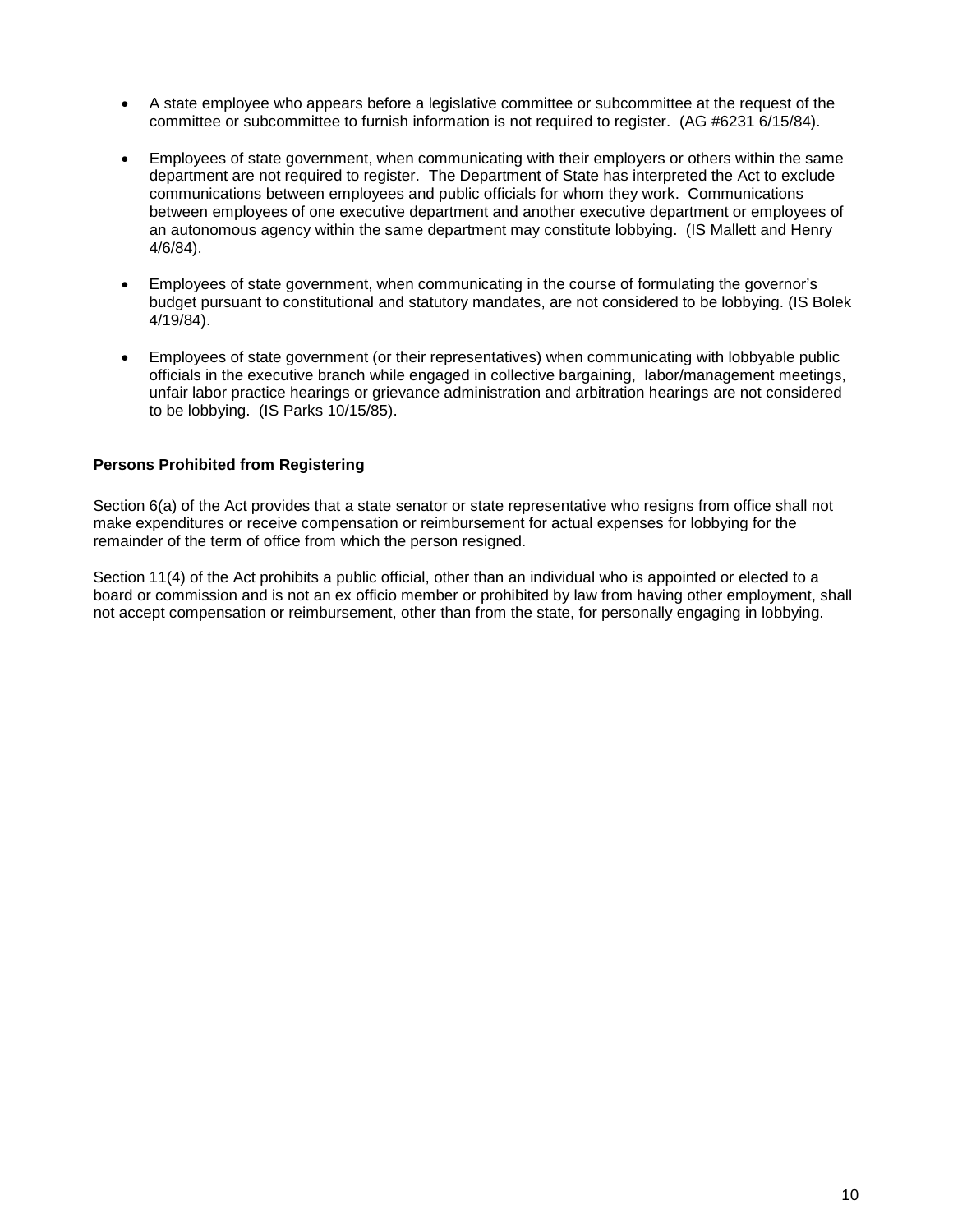- A state employee who appears before a legislative committee or subcommittee at the request of the committee or subcommittee to furnish information is not required to register. (AG #6231 6/15/84).

- Employees of state government, when communicating with their employers or others within the same department are not required to register. The Department of State has interpreted the Act to exclude communications between employees and public officials for whom they work. Communications between employees of one executive department and another executive department or employees of an autonomous agency within the same department may constitute lobbying. (IS Mallett and Henry 4/6/84).

- Employees of state government, when communicating in the course of formulating the governor's budget pursuant to constitutional and statutory mandates, are not considered to be lobbying. (IS Bolek 4/19/84).

- Employees of state government (or their representatives) when communicating with lobbyable public officials in the executive branch while engaged in collective bargaining, labor/management meetings, unfair labor practice hearings or grievance administration and arbitration hearings are not considered to be lobbying. (IS Parks 10/15/85).

**Persons Prohibited from Registering**

Section 6(a) of the Act provides that a state senator or state representative who resigns from office shall not make expenditures or receive compensation or reimbursement for actual expenses for lobbying for the remainder of the term of office from which the person resigned.

Section 11(4) of the Act prohibits a public official, other than an individual who is appointed or elected to a board or commission and is not an ex officio member or prohibited by law from having other employment, shall not accept compensation or reimbursement, other than from the state, for personally engaging in lobbying.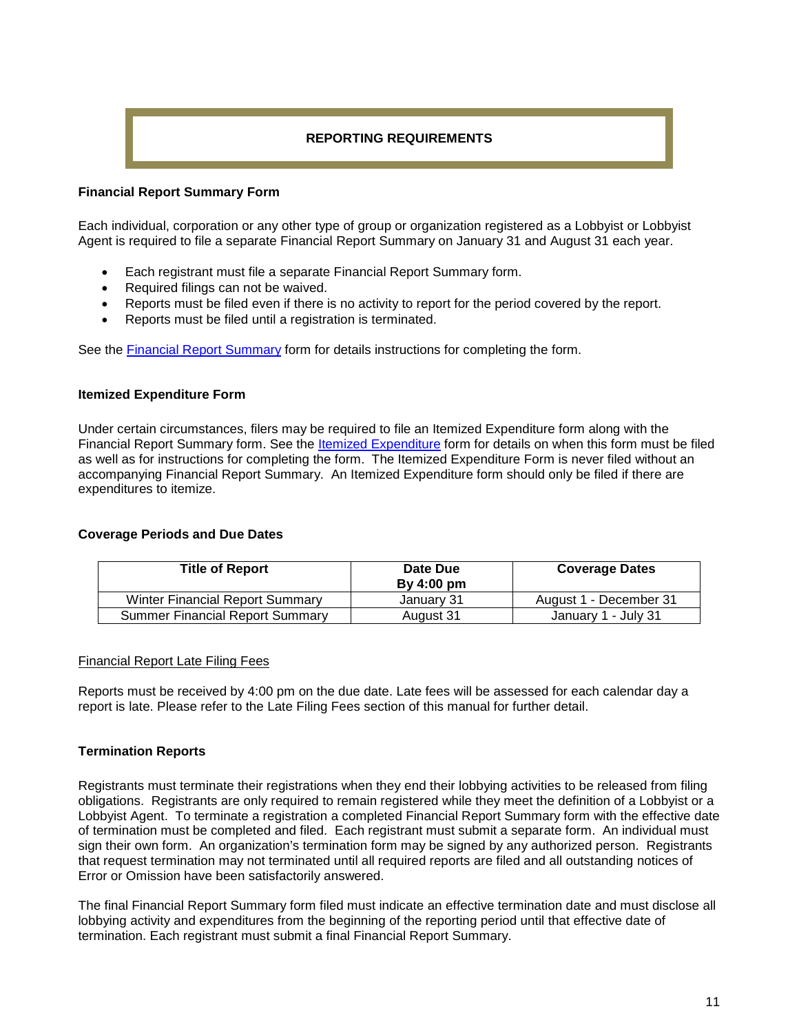# REPORTING REQUIREMENTS

### Financial Report Summary Form

Each individual, corporation or any other type of group or organization registered as a Lobbyist or Lobbyist Agent is required to file a separate Financial Report Summary on January 31 and August 31 each year.

- Each registrant must file a separate Financial Report Summary form.
- Required filings can not be waived.
- Reports must be filed even if there is no activity to report for the period covered by the report.
- Reports must be filed until a registration is terminated.

See the Financial Report Summary form for details instructions for completing the form.

### Itemized Expenditure Form

Under certain circumstances, filers may be required to file an Itemized Expenditure form along with the Financial Report Summary form. See the Itemized Expenditure form for details on when this form must be filed as well as for instructions for completing the form. The Itemized Expenditure Form is never filed without an accompanying Financial Report Summary. An Itemized Expenditure form should only be filed if there are expenditures to itemize.

### Coverage Periods and Due Dates

| Title of Report | Date Due By 4:00 pm | Coverage Dates |
|---|---|---|
| Winter Financial Report Summary | January 31 | August 1 - December 31 |
| Summer Financial Report Summary | August 31 | January 1 - July 31 |

Financial Report Late Filing Fees

Reports must be received by 4:00 pm on the due date. Late fees will be assessed for each calendar day a report is late. Please refer to the Late Filing Fees section of this manual for further detail.

### Termination Reports

Registrants must terminate their registrations when they end their lobbying activities to be released from filing obligations. Registrants are only required to remain registered while they meet the definition of a Lobbyist or a Lobbyist Agent. To terminate a registration a completed Financial Report Summary form with the effective date of termination must be completed and filed. Each registrant must submit a separate form. An individual must sign their own form. An organization's termination form may be signed by any authorized person. Registrants that request termination may not terminated until all required reports are filed and all outstanding notices of Error or Omission have been satisfactorily answered.

The final Financial Report Summary form filed must indicate an effective termination date and must disclose all lobbying activity and expenditures from the beginning of the reporting period until that effective date of termination. Each registrant must submit a final Financial Report Summary.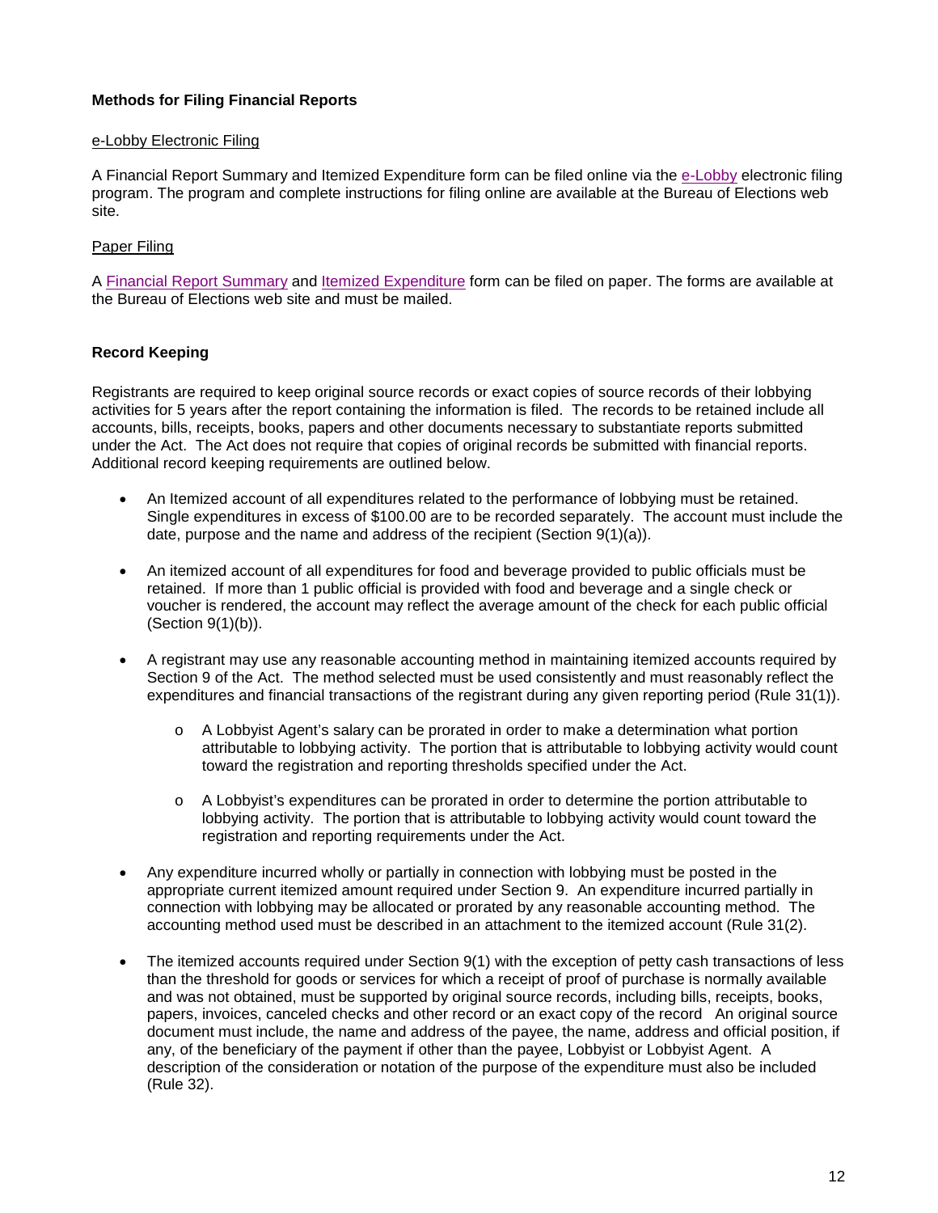### Methods for Filing Financial Reports

e-Lobby Electronic Filing

A Financial Report Summary and Itemized Expenditure form can be filed online via the e-Lobby electronic filing program. The program and complete instructions for filing online are available at the Bureau of Elections web site.

Paper Filing

A Financial Report Summary and Itemized Expenditure form can be filed on paper. The forms are available at the Bureau of Elections web site and must be mailed.

### Record Keeping

Registrants are required to keep original source records or exact copies of source records of their lobbying activities for 5 years after the report containing the information is filed. The records to be retained include all accounts, bills, receipts, books, papers and other documents necessary to substantiate reports submitted under the Act. The Act does not require that copies of original records be submitted with financial reports. Additional record keeping requirements are outlined below.

- An Itemized account of all expenditures related to the performance of lobbying must be retained. Single expenditures in excess of $100.00 are to be recorded separately. The account must include the date, purpose and the name and address of the recipient (Section 9(1)(a)).
- An itemized account of all expenditures for food and beverage provided to public officials must be retained. If more than 1 public official is provided with food and beverage and a single check or voucher is rendered, the account may reflect the average amount of the check for each public official (Section 9(1)(b)).
- A registrant may use any reasonable accounting method in maintaining itemized accounts required by Section 9 of the Act. The method selected must be used consistently and must reasonably reflect the expenditures and financial transactions of the registrant during any given reporting period (Rule 31(1)).
    - A Lobbyist Agent's salary can be prorated in order to make a determination what portion attributable to lobbying activity. The portion that is attributable to lobbying activity would count toward the registration and reporting thresholds specified under the Act.
    - A Lobbyist's expenditures can be prorated in order to determine the portion attributable to lobbying activity. The portion that is attributable to lobbying activity would count toward the registration and reporting requirements under the Act.
- Any expenditure incurred wholly or partially in connection with lobbying must be posted in the appropriate current itemized amount required under Section 9. An expenditure incurred partially in connection with lobbying may be allocated or prorated by any reasonable accounting method. The accounting method used must be described in an attachment to the itemized account (Rule 31(2).
- The itemized accounts required under Section 9(1) with the exception of petty cash transactions of less than the threshold for goods or services for which a receipt of proof of purchase is normally available and was not obtained, must be supported by original source records, including bills, receipts, books, papers, invoices, canceled checks and other record or an exact copy of the record An original source document must include, the name and address of the payee, the name, address and official position, if any, of the beneficiary of the payment if other than the payee, Lobbyist or Lobbyist Agent. A description of the consideration or notation of the purpose of the expenditure must also be included (Rule 32).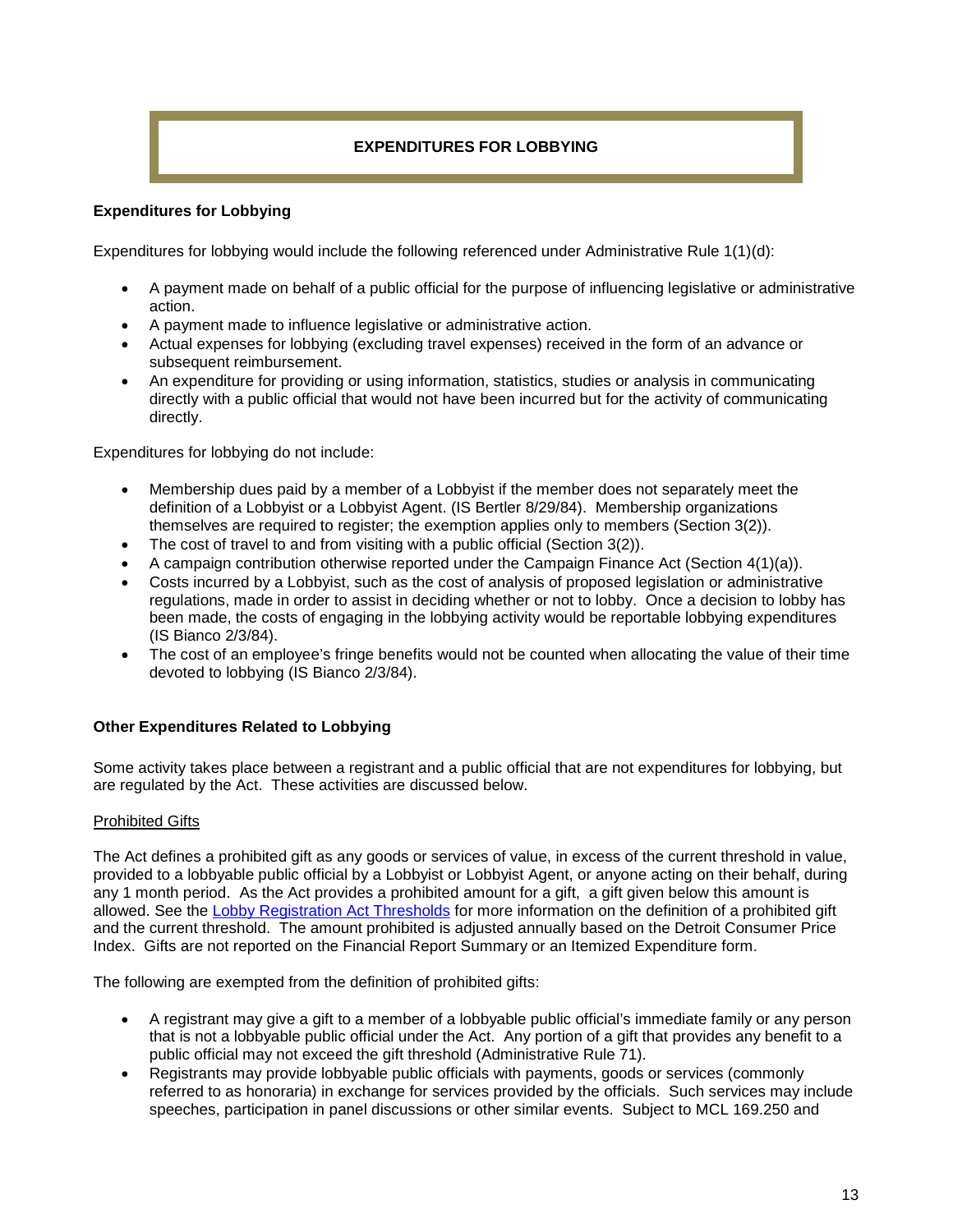## EXPENDITURES FOR LOBBYING

### Expenditures for Lobbying

Expenditures for lobbying would include the following referenced under Administrative Rule 1(1)(d):

- A payment made on behalf of a public official for the purpose of influencing legislative or administrative action.
- A payment made to influence legislative or administrative action.
- Actual expenses for lobbying (excluding travel expenses) received in the form of an advance or subsequent reimbursement.
- An expenditure for providing or using information, statistics, studies or analysis in communicating directly with a public official that would not have been incurred but for the activity of communicating directly.

Expenditures for lobbying do not include:

- Membership dues paid by a member of a Lobbyist if the member does not separately meet the definition of a Lobbyist or a Lobbyist Agent. (IS Bertler 8/29/84). Membership organizations themselves are required to register; the exemption applies only to members (Section 3(2)).
- The cost of travel to and from visiting with a public official (Section 3(2)).
- A campaign contribution otherwise reported under the Campaign Finance Act (Section 4(1)(a)).
- Costs incurred by a Lobbyist, such as the cost of analysis of proposed legislation or administrative regulations, made in order to assist in deciding whether or not to lobby. Once a decision to lobby has been made, the costs of engaging in the lobbying activity would be reportable lobbying expenditures (IS Bianco 2/3/84).
- The cost of an employee's fringe benefits would not be counted when allocating the value of their time devoted to lobbying (IS Bianco 2/3/84).

### Other Expenditures Related to Lobbying

Some activity takes place between a registrant and a public official that are not expenditures for lobbying, but are regulated by the Act. These activities are discussed below.

Prohibited Gifts

The Act defines a prohibited gift as any goods or services of value, in excess of the current threshold in value, provided to a lobbyable public official by a Lobbyist or Lobbyist Agent, or anyone acting on their behalf, during any 1 month period. As the Act provides a prohibited amount for a gift, a gift given below this amount is allowed. See the [Lobby Registration Act Thresholds] for more information on the definition of a prohibited gift and the current threshold. The amount prohibited is adjusted annually based on the Detroit Consumer Price Index. Gifts are not reported on the Financial Report Summary or an Itemized Expenditure form.

The following are exempted from the definition of prohibited gifts:

- A registrant may give a gift to a member of a lobbyable public official's immediate family or any person that is not a lobbyable public official under the Act. Any portion of a gift that provides any benefit to a public official may not exceed the gift threshold (Administrative Rule 71).
- Registrants may provide lobbyable public officials with payments, goods or services (commonly referred to as honoraria) in exchange for services provided by the officials. Such services may include speeches, participation in panel discussions or other similar events. Subject to MCL 169.250 and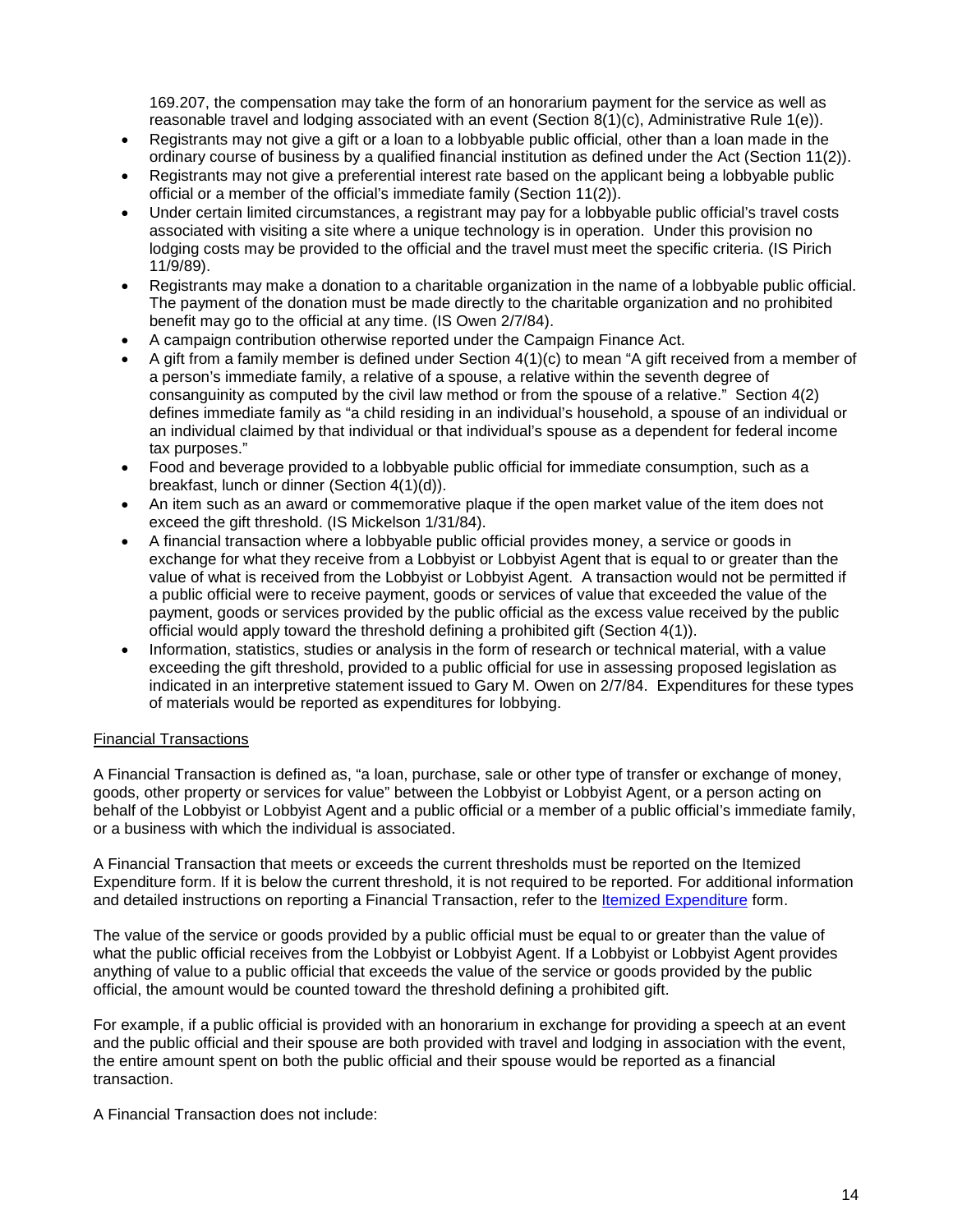169.207, the compensation may take the form of an honorarium payment for the service as well as reasonable travel and lodging associated with an event (Section 8(1)(c), Administrative Rule 1(e)).

- Registrants may not give a gift or a loan to a lobbyable public official, other than a loan made in the ordinary course of business by a qualified financial institution as defined under the Act (Section 11(2)).
- Registrants may not give a preferential interest rate based on the applicant being a lobbyable public official or a member of the official's immediate family (Section 11(2)).
- Under certain limited circumstances, a registrant may pay for a lobbyable public official's travel costs associated with visiting a site where a unique technology is in operation. Under this provision no lodging costs may be provided to the official and the travel must meet the specific criteria. (IS Pirich 11/9/89).
- Registrants may make a donation to a charitable organization in the name of a lobbyable public official. The payment of the donation must be made directly to the charitable organization and no prohibited benefit may go to the official at any time. (IS Owen 2/7/84).
- A campaign contribution otherwise reported under the Campaign Finance Act.
- A gift from a family member is defined under Section 4(1)(c) to mean "A gift received from a member of a person's immediate family, a relative of a spouse, a relative within the seventh degree of consanguinity as computed by the civil law method or from the spouse of a relative." Section 4(2) defines immediate family as "a child residing in an individual's household, a spouse of an individual or an individual claimed by that individual or that individual's spouse as a dependent for federal income tax purposes."
- Food and beverage provided to a lobbyable public official for immediate consumption, such as a breakfast, lunch or dinner (Section 4(1)(d)).
- An item such as an award or commemorative plaque if the open market value of the item does not exceed the gift threshold. (IS Mickelson 1/31/84).
- A financial transaction where a lobbyable public official provides money, a service or goods in exchange for what they receive from a Lobbyist or Lobbyist Agent that is equal to or greater than the value of what is received from the Lobbyist or Lobbyist Agent. A transaction would not be permitted if a public official were to receive payment, goods or services of value that exceeded the value of the payment, goods or services provided by the public official as the excess value received by the public official would apply toward the threshold defining a prohibited gift (Section 4(1)).
- Information, statistics, studies or analysis in the form of research or technical material, with a value exceeding the gift threshold, provided to a public official for use in assessing proposed legislation as indicated in an interpretive statement issued to Gary M. Owen on 2/7/84. Expenditures for these types of materials would be reported as expenditures for lobbying.

Financial Transactions

A Financial Transaction is defined as, "a loan, purchase, sale or other type of transfer or exchange of money, goods, other property or services for value" between the Lobbyist or Lobbyist Agent, or a person acting on behalf of the Lobbyist or Lobbyist Agent and a public official or a member of a public official's immediate family, or a business with which the individual is associated.

A Financial Transaction that meets or exceeds the current thresholds must be reported on the Itemized Expenditure form. If it is below the current threshold, it is not required to be reported. For additional information and detailed instructions on reporting a Financial Transaction, refer to the Itemized Expenditure form.

The value of the service or goods provided by a public official must be equal to or greater than the value of what the public official receives from the Lobbyist or Lobbyist Agent. If a Lobbyist or Lobbyist Agent provides anything of value to a public official that exceeds the value of the service or goods provided by the public official, the amount would be counted toward the threshold defining a prohibited gift.

For example, if a public official is provided with an honorarium in exchange for providing a speech at an event and the public official and their spouse are both provided with travel and lodging in association with the event, the entire amount spent on both the public official and their spouse would be reported as a financial transaction.

A Financial Transaction does not include: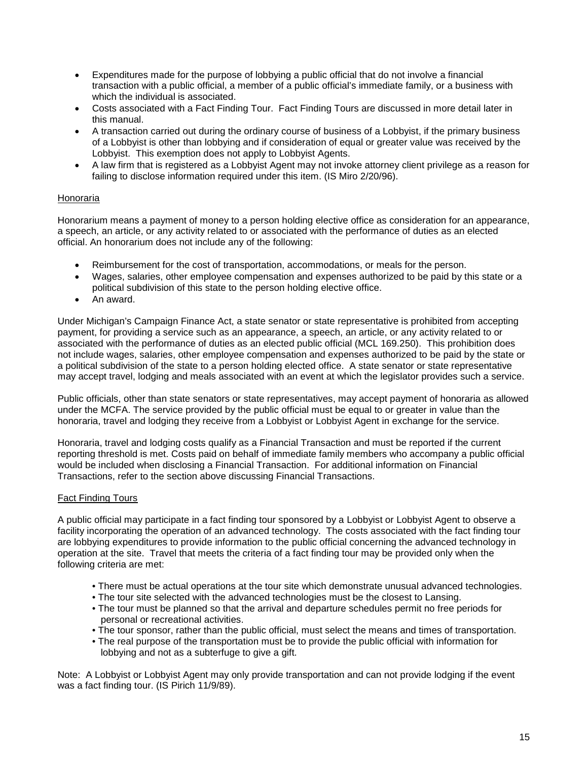- Expenditures made for the purpose of lobbying a public official that do not involve a financial transaction with a public official, a member of a public official's immediate family, or a business with which the individual is associated.
- Costs associated with a Fact Finding Tour. Fact Finding Tours are discussed in more detail later in this manual.
- A transaction carried out during the ordinary course of business of a Lobbyist, if the primary business of a Lobbyist is other than lobbying and if consideration of equal or greater value was received by the Lobbyist. This exemption does not apply to Lobbyist Agents.
- A law firm that is registered as a Lobbyist Agent may not invoke attorney client privilege as a reason for failing to disclose information required under this item. (IS Miro 2/20/96).

## Honoraria

Honorarium means a payment of money to a person holding elective office as consideration for an appearance, a speech, an article, or any activity related to or associated with the performance of duties as an elected official. An honorarium does not include any of the following:

- Reimbursement for the cost of transportation, accommodations, or meals for the person.
- Wages, salaries, other employee compensation and expenses authorized to be paid by this state or a political subdivision of this state to the person holding elective office.
- An award.

Under Michigan's Campaign Finance Act, a state senator or state representative is prohibited from accepting payment, for providing a service such as an appearance, a speech, an article, or any activity related to or associated with the performance of duties as an elected public official (MCL 169.250). This prohibition does not include wages, salaries, other employee compensation and expenses authorized to be paid by the state or a political subdivision of the state to a person holding elected office. A state senator or state representative may accept travel, lodging and meals associated with an event at which the legislator provides such a service.

Public officials, other than state senators or state representatives, may accept payment of honoraria as allowed under the MCFA. The service provided by the public official must be equal to or greater in value than the honoraria, travel and lodging they receive from a Lobbyist or Lobbyist Agent in exchange for the service.

Honoraria, travel and lodging costs qualify as a Financial Transaction and must be reported if the current reporting threshold is met. Costs paid on behalf of immediate family members who accompany a public official would be included when disclosing a Financial Transaction. For additional information on Financial Transactions, refer to the section above discussing Financial Transactions.

## Fact Finding Tours

A public official may participate in a fact finding tour sponsored by a Lobbyist or Lobbyist Agent to observe a facility incorporating the operation of an advanced technology. The costs associated with the fact finding tour are lobbying expenditures to provide information to the public official concerning the advanced technology in operation at the site. Travel that meets the criteria of a fact finding tour may be provided only when the following criteria are met:

- There must be actual operations at the tour site which demonstrate unusual advanced technologies.
- The tour site selected with the advanced technologies must be the closest to Lansing.
- The tour must be planned so that the arrival and departure schedules permit no free periods for personal or recreational activities.
- The tour sponsor, rather than the public official, must select the means and times of transportation.
- The real purpose of the transportation must be to provide the public official with information for lobbying and not as a subterfuge to give a gift.

Note: A Lobbyist or Lobbyist Agent may only provide transportation and can not provide lodging if the event was a fact finding tour. (IS Pirich 11/9/89).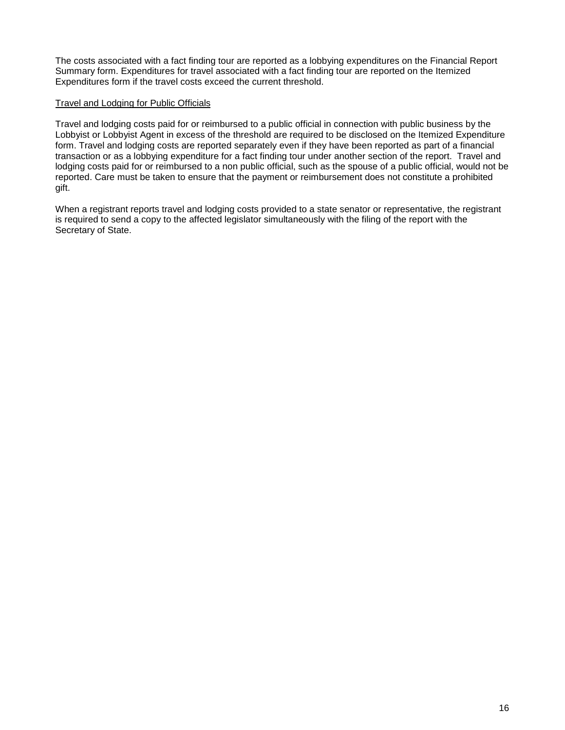The costs associated with a fact finding tour are reported as a lobbying expenditures on the Financial Report Summary form. Expenditures for travel associated with a fact finding tour are reported on the Itemized Expenditures form if the travel costs exceed the current threshold.

<u>Travel and Lodging for Public Officials</u>

Travel and lodging costs paid for or reimbursed to a public official in connection with public business by the Lobbyist or Lobbyist Agent in excess of the threshold are required to be disclosed on the Itemized Expenditure form. Travel and lodging costs are reported separately even if they have been reported as part of a financial transaction or as a lobbying expenditure for a fact finding tour under another section of the report. Travel and lodging costs paid for or reimbursed to a non public official, such as the spouse of a public official, would not be reported. Care must be taken to ensure that the payment or reimbursement does not constitute a prohibited gift.

When a registrant reports travel and lodging costs provided to a state senator or representative, the registrant is required to send a copy to the affected legislator simultaneously with the filing of the report with the Secretary of State.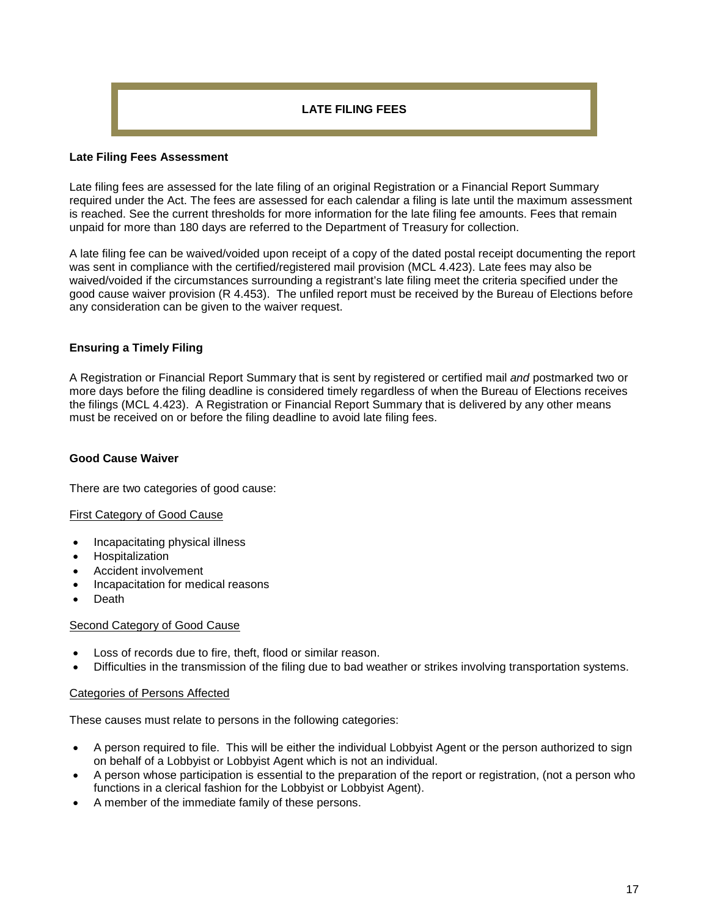# LATE FILING FEES

## Late Filing Fees Assessment

Late filing fees are assessed for the late filing of an original Registration or a Financial Report Summary required under the Act. The fees are assessed for each calendar a filing is late until the maximum assessment is reached. See the current thresholds for more information for the late filing fee amounts. Fees that remain unpaid for more than 180 days are referred to the Department of Treasury for collection.

A late filing fee can be waived/voided upon receipt of a copy of the dated postal receipt documenting the report was sent in compliance with the certified/registered mail provision (MCL 4.423). Late fees may also be waived/voided if the circumstances surrounding a registrant's late filing meet the criteria specified under the good cause waiver provision (R 4.453). The unfiled report must be received by the Bureau of Elections before any consideration can be given to the waiver request.

## Ensuring a Timely Filing

A Registration or Financial Report Summary that is sent by registered or certified mail *and* postmarked two or more days before the filing deadline is considered timely regardless of when the Bureau of Elections receives the filings (MCL 4.423). A Registration or Financial Report Summary that is delivered by any other means must be received on or before the filing deadline to avoid late filing fees.

## Good Cause Waiver

There are two categories of good cause:

<u>First Category of Good Cause</u>

- Incapacitating physical illness
- Hospitalization
- Accident involvement
- Incapacitation for medical reasons
- Death

<u>Second Category of Good Cause</u>

- Loss of records due to fire, theft, flood or similar reason.
- Difficulties in the transmission of the filing due to bad weather or strikes involving transportation systems.

<u>Categories of Persons Affected</u>

These causes must relate to persons in the following categories:

- A person required to file. This will be either the individual Lobbyist Agent or the person authorized to sign on behalf of a Lobbyist or Lobbyist Agent which is not an individual.
- A person whose participation is essential to the preparation of the report or registration, (not a person who functions in a clerical fashion for the Lobbyist or Lobbyist Agent).
- A member of the immediate family of these persons.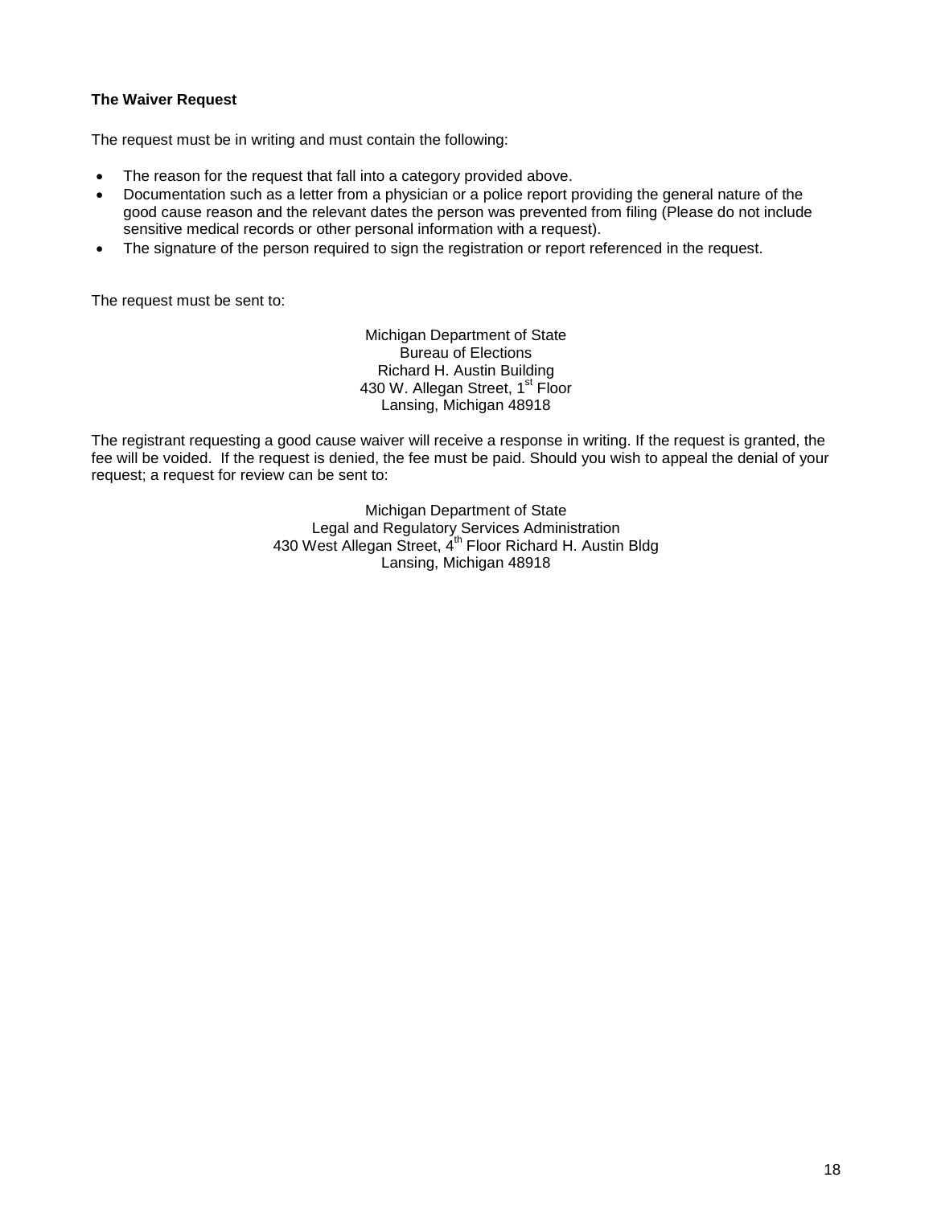**The Waiver Request**

The request must be in writing and must contain the following:

- The reason for the request that fall into a category provided above.
- Documentation such as a letter from a physician or a police report providing the general nature of the good cause reason and the relevant dates the person was prevented from filing (Please do not include sensitive medical records or other personal information with a request).
- The signature of the person required to sign the registration or report referenced in the request.

The request must be sent to:

Michigan Department of State
Bureau of Elections
Richard H. Austin Building
430 W. Allegan Street, 1st Floor
Lansing, Michigan 48918

The registrant requesting a good cause waiver will receive a response in writing. If the request is granted, the fee will be voided. If the request is denied, the fee must be paid. Should you wish to appeal the denial of your request; a request for review can be sent to:

Michigan Department of State
Legal and Regulatory Services Administration
430 West Allegan Street, 4th Floor Richard H. Austin Bldg
Lansing, Michigan 48918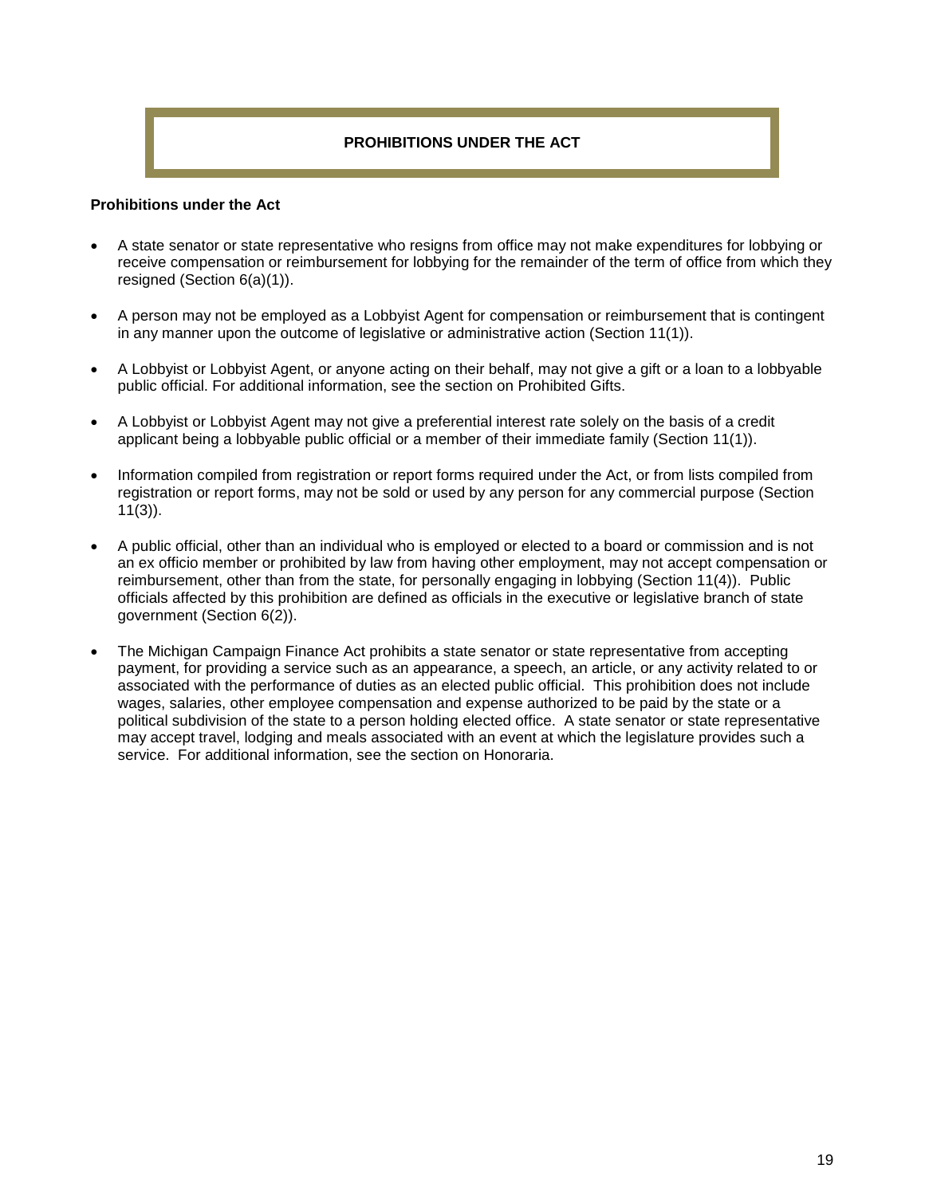## PROHIBITIONS UNDER THE ACT

**Prohibitions under the Act**

- A state senator or state representative who resigns from office may not make expenditures for lobbying or receive compensation or reimbursement for lobbying for the remainder of the term of office from which they resigned (Section 6(a)(1)).

- A person may not be employed as a Lobbyist Agent for compensation or reimbursement that is contingent in any manner upon the outcome of legislative or administrative action (Section 11(1)).

- A Lobbyist or Lobbyist Agent, or anyone acting on their behalf, may not give a gift or a loan to a lobbyable public official. For additional information, see the section on Prohibited Gifts.

- A Lobbyist or Lobbyist Agent may not give a preferential interest rate solely on the basis of a credit applicant being a lobbyable public official or a member of their immediate family (Section 11(1)).

- Information compiled from registration or report forms required under the Act, or from lists compiled from registration or report forms, may not be sold or used by any person for any commercial purpose (Section 11(3)).

- A public official, other than an individual who is employed or elected to a board or commission and is not an ex officio member or prohibited by law from having other employment, may not accept compensation or reimbursement, other than from the state, for personally engaging in lobbying (Section 11(4)). Public officials affected by this prohibition are defined as officials in the executive or legislative branch of state government (Section 6(2)).

- The Michigan Campaign Finance Act prohibits a state senator or state representative from accepting payment, for providing a service such as an appearance, a speech, an article, or any activity related to or associated with the performance of duties as an elected public official. This prohibition does not include wages, salaries, other employee compensation and expense authorized to be paid by the state or a political subdivision of the state to a person holding elected office. A state senator or state representative may accept travel, lodging and meals associated with an event at which the legislature provides such a service. For additional information, see the section on Honoraria.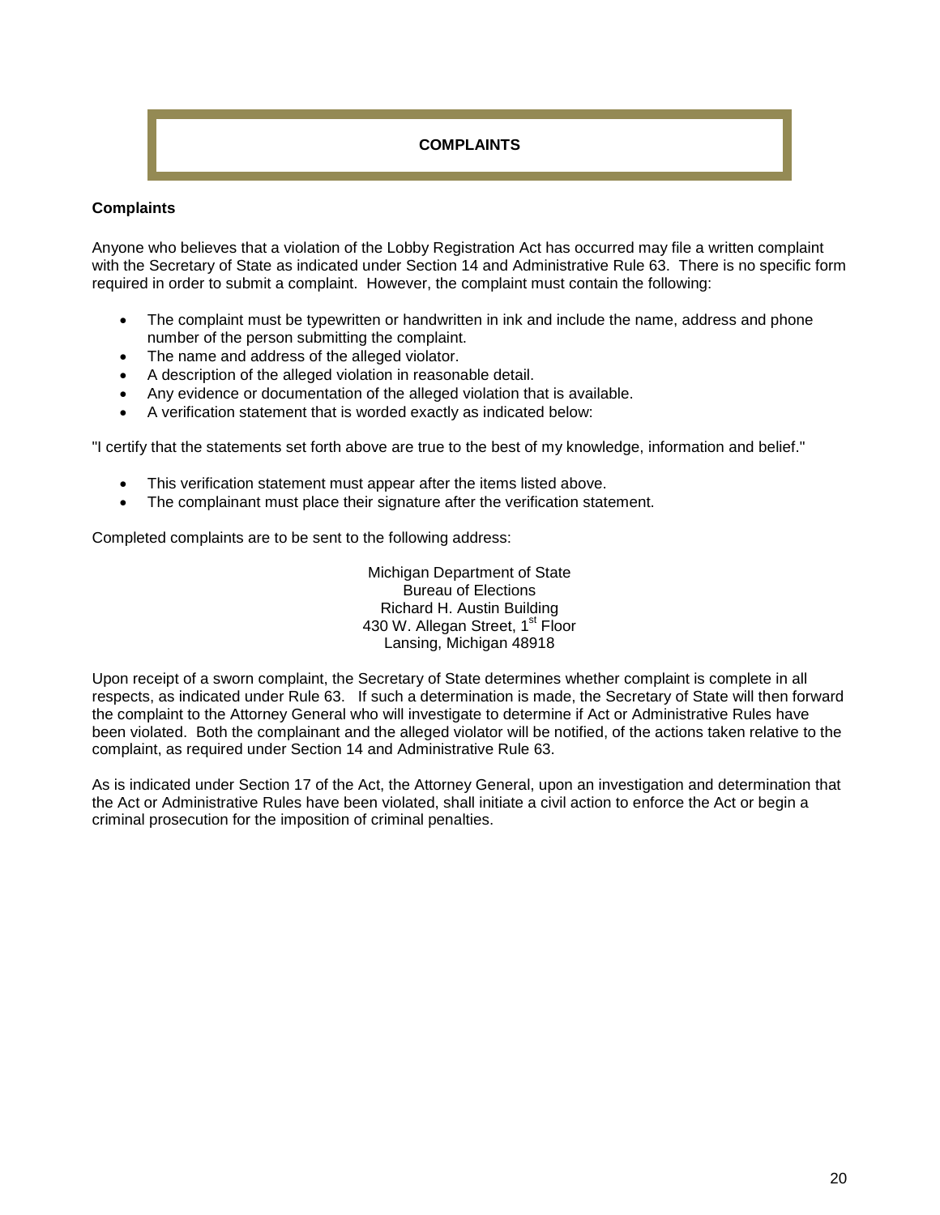# COMPLAINTS

## Complaints

Anyone who believes that a violation of the Lobby Registration Act has occurred may file a written complaint with the Secretary of State as indicated under Section 14 and Administrative Rule 63. There is no specific form required in order to submit a complaint. However, the complaint must contain the following:

- The complaint must be typewritten or handwritten in ink and include the name, address and phone number of the person submitting the complaint.
- The name and address of the alleged violator.
- A description of the alleged violation in reasonable detail.
- Any evidence or documentation of the alleged violation that is available.
- A verification statement that is worded exactly as indicated below:

"I certify that the statements set forth above are true to the best of my knowledge, information and belief."

- This verification statement must appear after the items listed above.
- The complainant must place their signature after the verification statement.

Completed complaints are to be sent to the following address:

Michigan Department of State
Bureau of Elections
Richard H. Austin Building
430 W. Allegan Street, 1st Floor
Lansing, Michigan 48918

Upon receipt of a sworn complaint, the Secretary of State determines whether complaint is complete in all respects, as indicated under Rule 63. If such a determination is made, the Secretary of State will then forward the complaint to the Attorney General who will investigate to determine if Act or Administrative Rules have been violated. Both the complainant and the alleged violator will be notified, of the actions taken relative to the complaint, as required under Section 14 and Administrative Rule 63.

As is indicated under Section 17 of the Act, the Attorney General, upon an investigation and determination that the Act or Administrative Rules have been violated, shall initiate a civil action to enforce the Act or begin a criminal prosecution for the imposition of criminal penalties.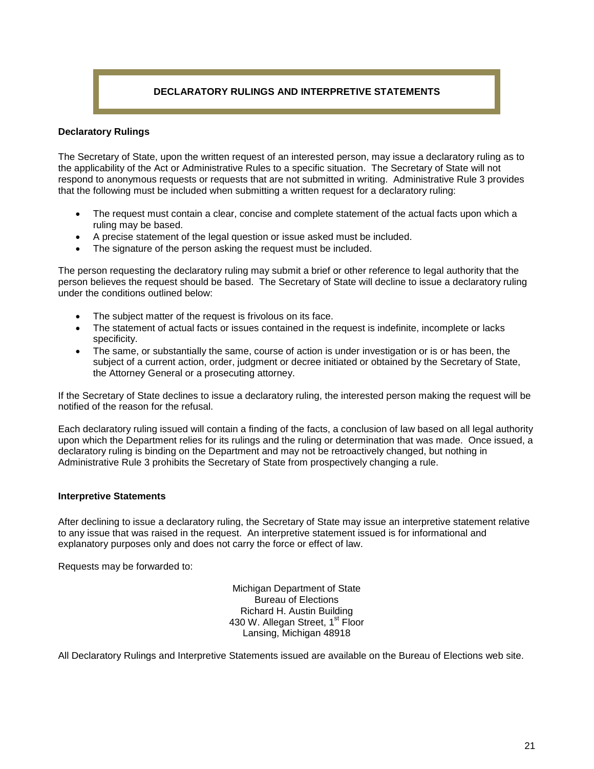## DECLARATORY RULINGS AND INTERPRETIVE STATEMENTS

### Declaratory Rulings

The Secretary of State, upon the written request of an interested person, may issue a declaratory ruling as to the applicability of the Act or Administrative Rules to a specific situation. The Secretary of State will not respond to anonymous requests or requests that are not submitted in writing. Administrative Rule 3 provides that the following must be included when submitting a written request for a declaratory ruling:

- The request must contain a clear, concise and complete statement of the actual facts upon which a ruling may be based.
- A precise statement of the legal question or issue asked must be included.
- The signature of the person asking the request must be included.

The person requesting the declaratory ruling may submit a brief or other reference to legal authority that the person believes the request should be based. The Secretary of State will decline to issue a declaratory ruling under the conditions outlined below:

- The subject matter of the request is frivolous on its face.
- The statement of actual facts or issues contained in the request is indefinite, incomplete or lacks specificity.
- The same, or substantially the same, course of action is under investigation or is or has been, the subject of a current action, order, judgment or decree initiated or obtained by the Secretary of State, the Attorney General or a prosecuting attorney.

If the Secretary of State declines to issue a declaratory ruling, the interested person making the request will be notified of the reason for the refusal.

Each declaratory ruling issued will contain a finding of the facts, a conclusion of law based on all legal authority upon which the Department relies for its rulings and the ruling or determination that was made. Once issued, a declaratory ruling is binding on the Department and may not be retroactively changed, but nothing in Administrative Rule 3 prohibits the Secretary of State from prospectively changing a rule.

### Interpretive Statements

After declining to issue a declaratory ruling, the Secretary of State may issue an interpretive statement relative to any issue that was raised in the request. An interpretive statement issued is for informational and explanatory purposes only and does not carry the force or effect of law.

Requests may be forwarded to:

Michigan Department of State
Bureau of Elections
Richard H. Austin Building
430 W. Allegan Street, 1st Floor
Lansing, Michigan 48918

All Declaratory Rulings and Interpretive Statements issued are available on the Bureau of Elections web site.